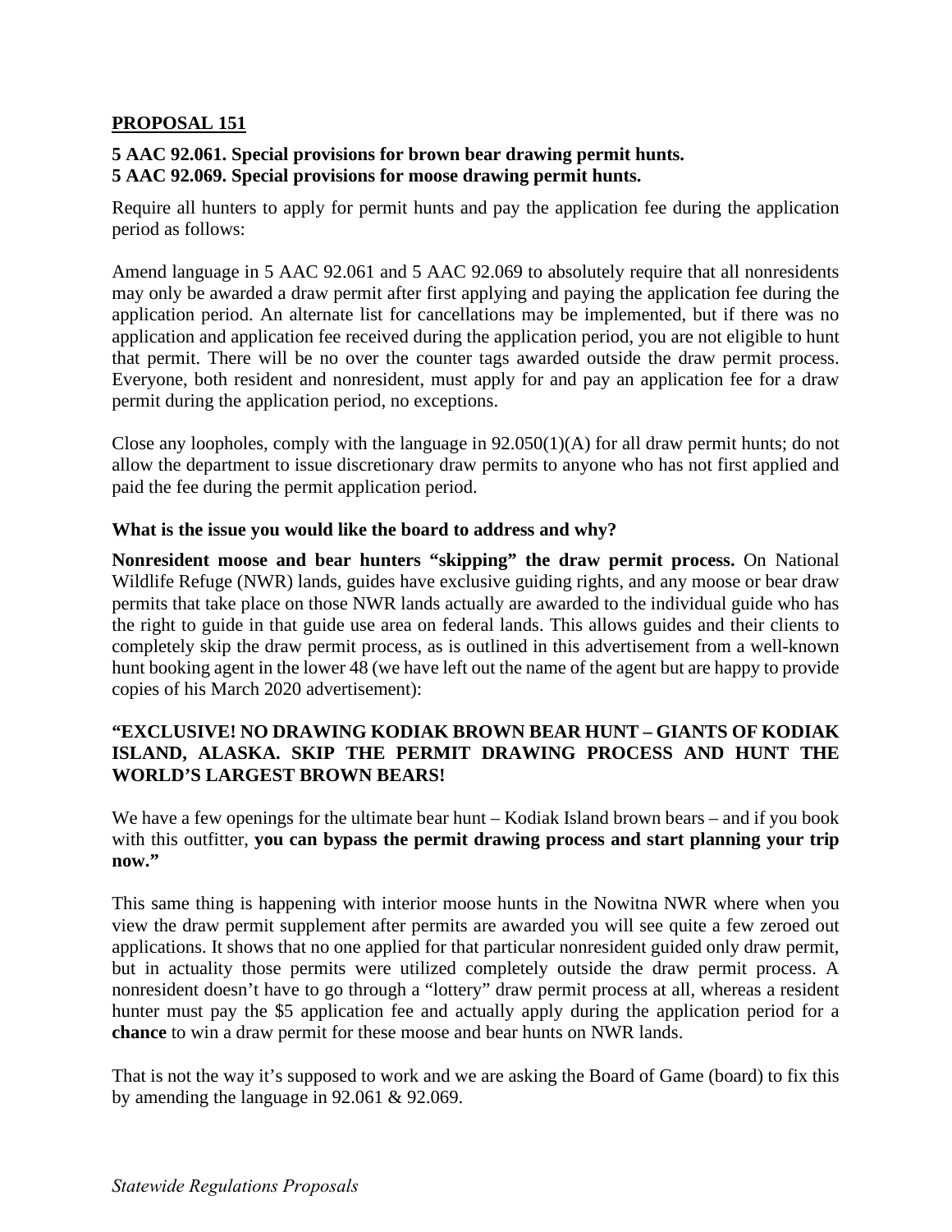## PROPOSAL 151

**5 AAC 92.061. Special provisions for brown bear drawing permit hunts.**
**5 AAC 92.069. Special provisions for moose drawing permit hunts.**

Require all hunters to apply for permit hunts and pay the application fee during the application period as follows:

Amend language in 5 AAC 92.061 and 5 AAC 92.069 to absolutely require that all nonresidents may only be awarded a draw permit after first applying and paying the application fee during the application period. An alternate list for cancellations may be implemented, but if there was no application and application fee received during the application period, you are not eligible to hunt that permit. There will be no over the counter tags awarded outside the draw permit process. Everyone, both resident and nonresident, must apply for and pay an application fee for a draw permit during the application period, no exceptions.

Close any loopholes, comply with the language in 92.050(1)(A) for all draw permit hunts; do not allow the department to issue discretionary draw permits to anyone who has not first applied and paid the fee during the permit application period.

**What is the issue you would like the board to address and why?**

**Nonresident moose and bear hunters "skipping" the draw permit process.** On National Wildlife Refuge (NWR) lands, guides have exclusive guiding rights, and any moose or bear draw permits that take place on those NWR lands actually are awarded to the individual guide who has the right to guide in that guide use area on federal lands. This allows guides and their clients to completely skip the draw permit process, as is outlined in this advertisement from a well-known hunt booking agent in the lower 48 (we have left out the name of the agent but are happy to provide copies of his March 2020 advertisement):

**"EXCLUSIVE! NO DRAWING KODIAK BROWN BEAR HUNT – GIANTS OF KODIAK ISLAND, ALASKA. SKIP THE PERMIT DRAWING PROCESS AND HUNT THE WORLD'S LARGEST BROWN BEARS!**

We have a few openings for the ultimate bear hunt – Kodiak Island brown bears – and if you book with this outfitter, **you can bypass the permit drawing process and start planning your trip now."**

This same thing is happening with interior moose hunts in the Nowitna NWR where when you view the draw permit supplement after permits are awarded you will see quite a few zeroed out applications. It shows that no one applied for that particular nonresident guided only draw permit, but in actuality those permits were utilized completely outside the draw permit process. A nonresident doesn't have to go through a "lottery" draw permit process at all, whereas a resident hunter must pay the $5 application fee and actually apply during the application period for a **chance** to win a draw permit for these moose and bear hunts on NWR lands.

That is not the way it's supposed to work and we are asking the Board of Game (board) to fix this by amending the language in 92.061 & 92.069.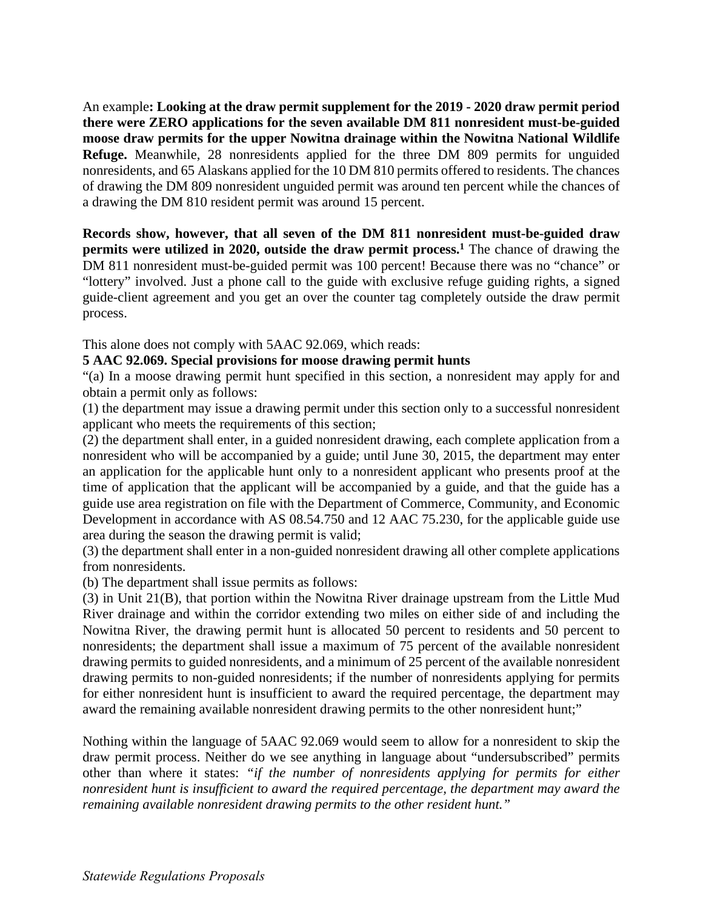An example**: Looking at the draw permit supplement for the 2019 - 2020 draw permit period there were ZERO applications for the seven available DM 811 nonresident must-be-guided moose draw permits for the upper Nowitna drainage within the Nowitna National Wildlife Refuge.** Meanwhile, 28 nonresidents applied for the three DM 809 permits for unguided nonresidents, and 65 Alaskans applied for the 10 DM 810 permits offered to residents. The chances of drawing the DM 809 nonresident unguided permit was around ten percent while the chances of a drawing the DM 810 resident permit was around 15 percent.

**Records show, however, that all seven of the DM 811 nonresident must-be-guided draw permits were utilized in 2020, outside the draw permit process.[1]** The chance of drawing the DM 811 nonresident must-be-guided permit was 100 percent! Because there was no "chance" or "lottery" involved. Just a phone call to the guide with exclusive refuge guiding rights, a signed guide-client agreement and you get an over the counter tag completely outside the draw permit process.

This alone does not comply with 5AAC 92.069, which reads:

**5 AAC 92.069. Special provisions for moose drawing permit hunts**

"(a) In a moose drawing permit hunt specified in this section, a nonresident may apply for and obtain a permit only as follows:

(1) the department may issue a drawing permit under this section only to a successful nonresident applicant who meets the requirements of this section;

(2) the department shall enter, in a guided nonresident drawing, each complete application from a nonresident who will be accompanied by a guide; until June 30, 2015, the department may enter an application for the applicable hunt only to a nonresident applicant who presents proof at the time of application that the applicant will be accompanied by a guide, and that the guide has a guide use area registration on file with the Department of Commerce, Community, and Economic Development in accordance with AS 08.54.750 and 12 AAC 75.230, for the applicable guide use area during the season the drawing permit is valid;

(3) the department shall enter in a non-guided nonresident drawing all other complete applications from nonresidents.

(b) The department shall issue permits as follows:

(3) in Unit 21(B), that portion within the Nowitna River drainage upstream from the Little Mud River drainage and within the corridor extending two miles on either side of and including the Nowitna River, the drawing permit hunt is allocated 50 percent to residents and 50 percent to nonresidents; the department shall issue a maximum of 75 percent of the available nonresident drawing permits to guided nonresidents, and a minimum of 25 percent of the available nonresident drawing permits to non-guided nonresidents; if the number of nonresidents applying for permits for either nonresident hunt is insufficient to award the required percentage, the department may award the remaining available nonresident drawing permits to the other nonresident hunt;"

Nothing within the language of 5AAC 92.069 would seem to allow for a nonresident to skip the draw permit process. Neither do we see anything in language about "undersubscribed" permits other than where it states: "*if the number of nonresidents applying for permits for either nonresident hunt is insufficient to award the required percentage, the department may award the remaining available nonresident drawing permits to the other resident hunt.*"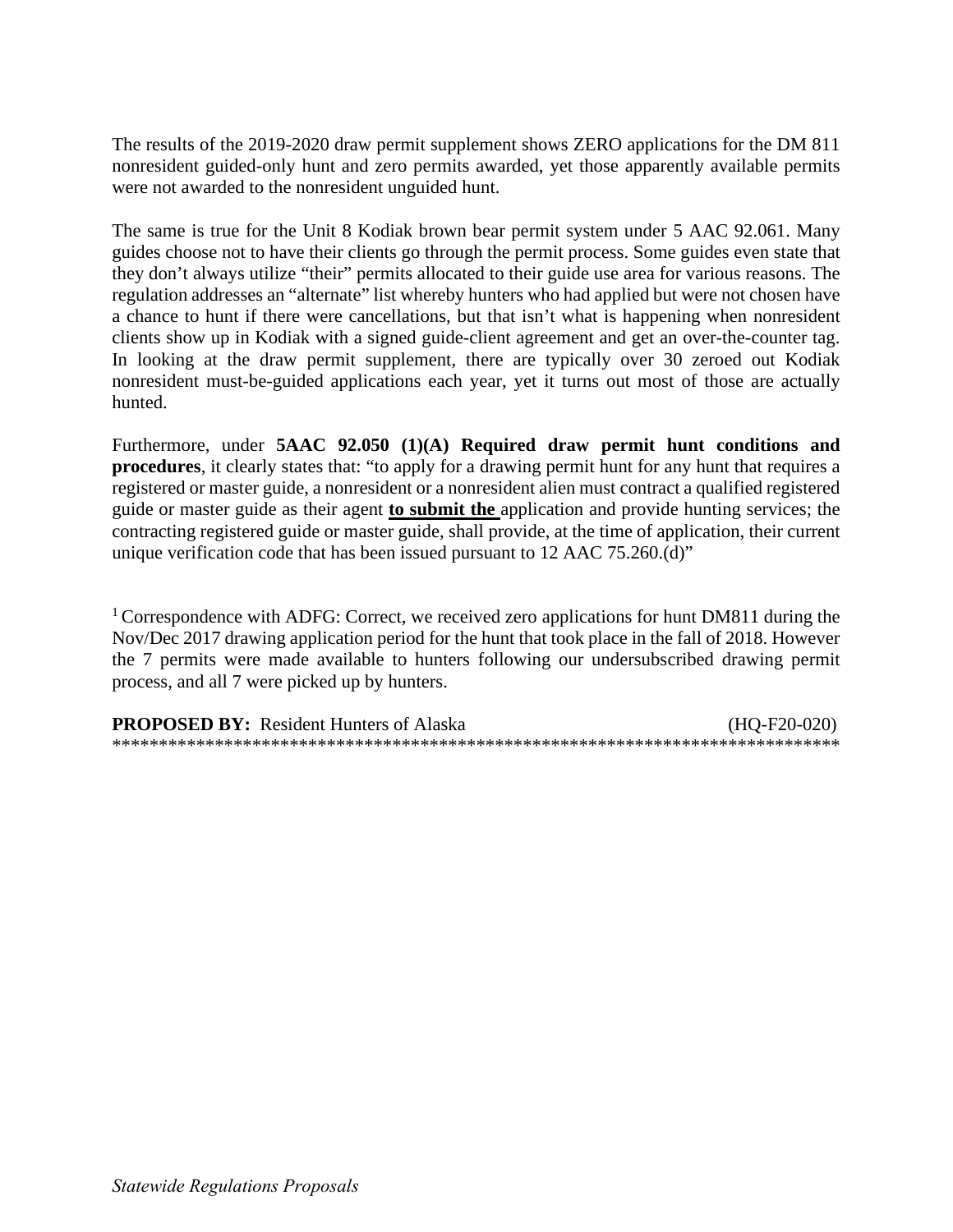The results of the 2019-2020 draw permit supplement shows ZERO applications for the DM 811 nonresident guided-only hunt and zero permits awarded, yet those apparently available permits were not awarded to the nonresident unguided hunt.

The same is true for the Unit 8 Kodiak brown bear permit system under 5 AAC 92.061. Many guides choose not to have their clients go through the permit process. Some guides even state that they don't always utilize "their" permits allocated to their guide use area for various reasons. The regulation addresses an "alternate" list whereby hunters who had applied but were not chosen have a chance to hunt if there were cancellations, but that isn't what is happening when nonresident clients show up in Kodiak with a signed guide-client agreement and get an over-the-counter tag. In looking at the draw permit supplement, there are typically over 30 zeroed out Kodiak nonresident must-be-guided applications each year, yet it turns out most of those are actually hunted.

Furthermore, under **5AAC 92.050 (1)(A) Required draw permit hunt conditions and procedures**, it clearly states that: "to apply for a drawing permit hunt for any hunt that requires a registered or master guide, a nonresident or a nonresident alien must contract a qualified registered guide or master guide as their agent **to submit the** application and provide hunting services; the contracting registered guide or master guide, shall provide, at the time of application, their current unique verification code that has been issued pursuant to 12 AAC 75.260.(d)"

[1] Correspondence with ADFG: Correct, we received zero applications for hunt DM811 during the Nov/Dec 2017 drawing application period for the hunt that took place in the fall of 2018. However the 7 permits were made available to hunters following our undersubscribed drawing permit process, and all 7 were picked up by hunters.

**PROPOSED BY:** Resident Hunters of Alaska (HQ-F20-020)

******************************************************************************